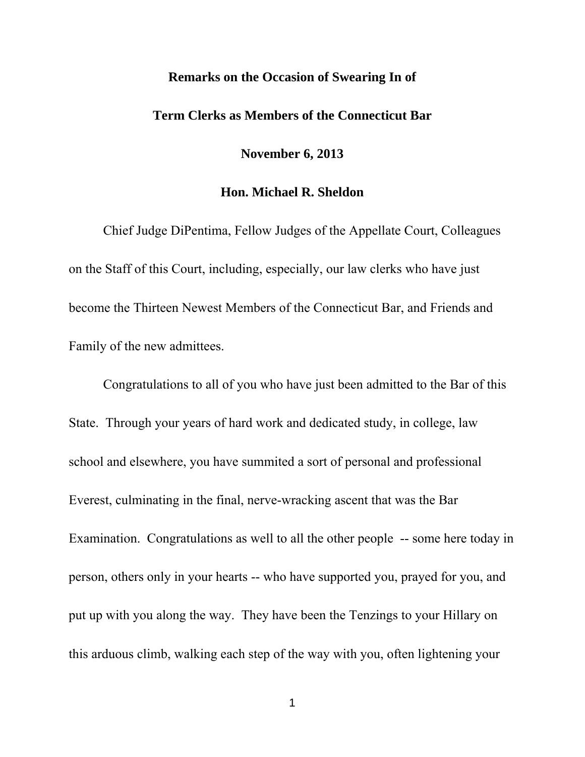**Remarks on the Occasion of Swearing In of**

**Term Clerks as Members of the Connecticut Bar**

**November 6, 2013**

**Hon. Michael R. Sheldon**

Chief Judge DiPentima, Fellow Judges of the Appellate Court, Colleagues on the Staff of this Court, including, especially, our law clerks who have just become the Thirteen Newest Members of the Connecticut Bar, and Friends and Family of the new admittees.

Congratulations to all of you who have just been admitted to the Bar of this State. Through your years of hard work and dedicated study, in college, law school and elsewhere, you have summited a sort of personal and professional Everest, culminating in the final, nerve-wracking ascent that was the Bar Examination. Congratulations as well to all the other people -- some here today in person, others only in your hearts -- who have supported you, prayed for you, and put up with you along the way. They have been the Tenzings to your Hillary on this arduous climb, walking each step of the way with you, often lightening your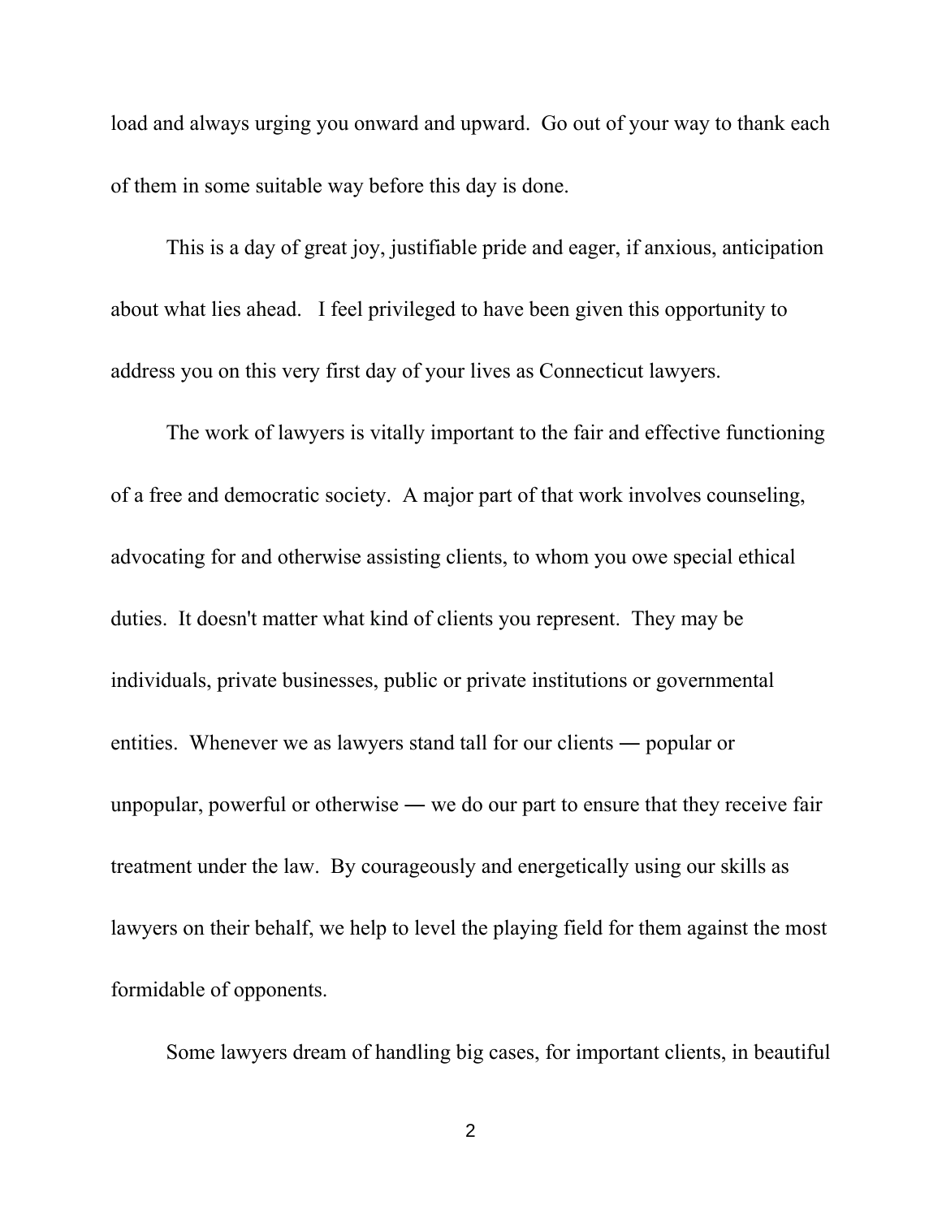load and always urging you onward and upward. Go out of your way to thank each of them in some suitable way before this day is done.

This is a day of great joy, justifiable pride and eager, if anxious, anticipation about what lies ahead. I feel privileged to have been given this opportunity to address you on this very first day of your lives as Connecticut lawyers.

The work of lawyers is vitally important to the fair and effective functioning of a free and democratic society. A major part of that work involves counseling, advocating for and otherwise assisting clients, to whom you owe special ethical duties. It doesn't matter what kind of clients you represent. They may be individuals, private businesses, public or private institutions or governmental entities. Whenever we as lawyers stand tall for our clients ― popular or unpopular, powerful or otherwise ― we do our part to ensure that they receive fair treatment under the law. By courageously and energetically using our skills as lawyers on their behalf, we help to level the playing field for them against the most formidable of opponents.

Some lawyers dream of handling big cases, for important clients, in beautiful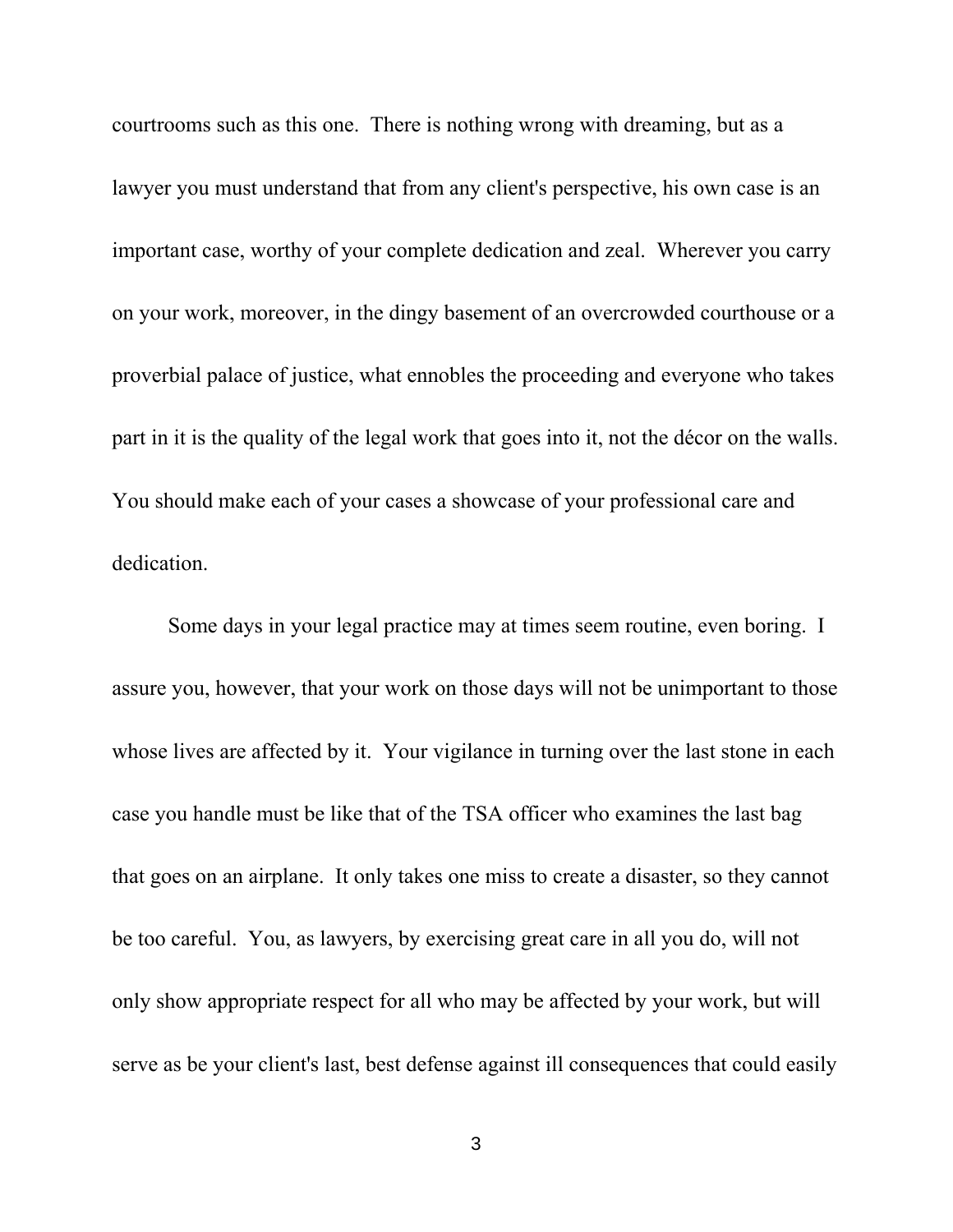courtrooms such as this one. There is nothing wrong with dreaming, but as a lawyer you must understand that from any client's perspective, his own case is an important case, worthy of your complete dedication and zeal. Wherever you carry on your work, moreover, in the dingy basement of an overcrowded courthouse or a proverbial palace of justice, what ennobles the proceeding and everyone who takes part in it is the quality of the legal work that goes into it, not the décor on the walls. You should make each of your cases a showcase of your professional care and dedication.

Some days in your legal practice may at times seem routine, even boring. I assure you, however, that your work on those days will not be unimportant to those whose lives are affected by it. Your vigilance in turning over the last stone in each case you handle must be like that of the TSA officer who examines the last bag that goes on an airplane. It only takes one miss to create a disaster, so they cannot be too careful. You, as lawyers, by exercising great care in all you do, will not only show appropriate respect for all who may be affected by your work, but will serve as be your client's last, best defense against ill consequences that could easily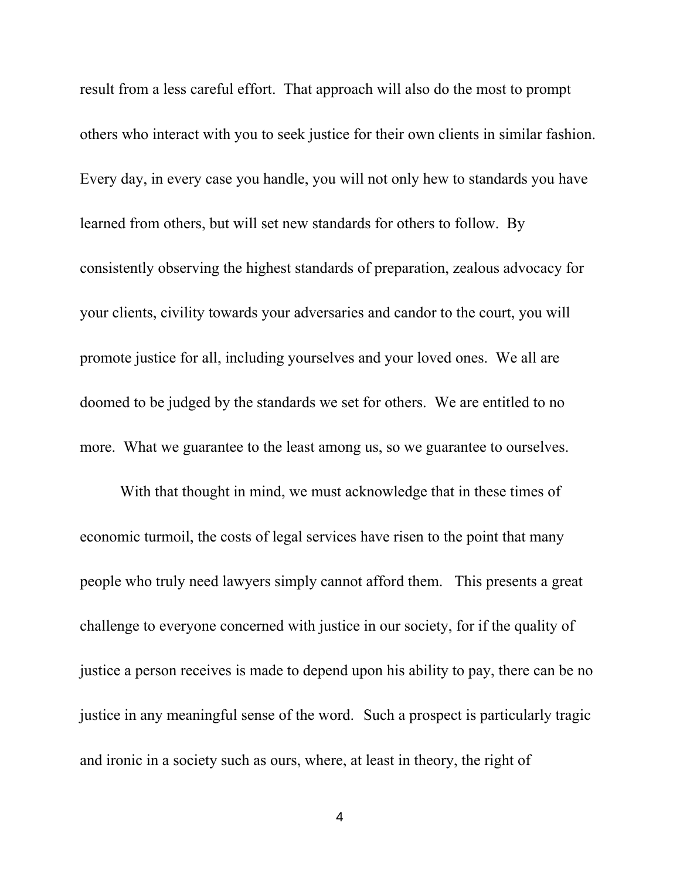result from a less careful effort. That approach will also do the most to prompt others who interact with you to seek justice for their own clients in similar fashion. Every day, in every case you handle, you will not only hew to standards you have learned from others, but will set new standards for others to follow. By consistently observing the highest standards of preparation, zealous advocacy for your clients, civility towards your adversaries and candor to the court, you will promote justice for all, including yourselves and your loved ones. We all are doomed to be judged by the standards we set for others. We are entitled to no more. What we guarantee to the least among us, so we guarantee to ourselves.

With that thought in mind, we must acknowledge that in these times of economic turmoil, the costs of legal services have risen to the point that many people who truly need lawyers simply cannot afford them. This presents a great challenge to everyone concerned with justice in our society, for if the quality of justice a person receives is made to depend upon his ability to pay, there can be no justice in any meaningful sense of the word. Such a prospect is particularly tragic and ironic in a society such as ours, where, at least in theory, the right of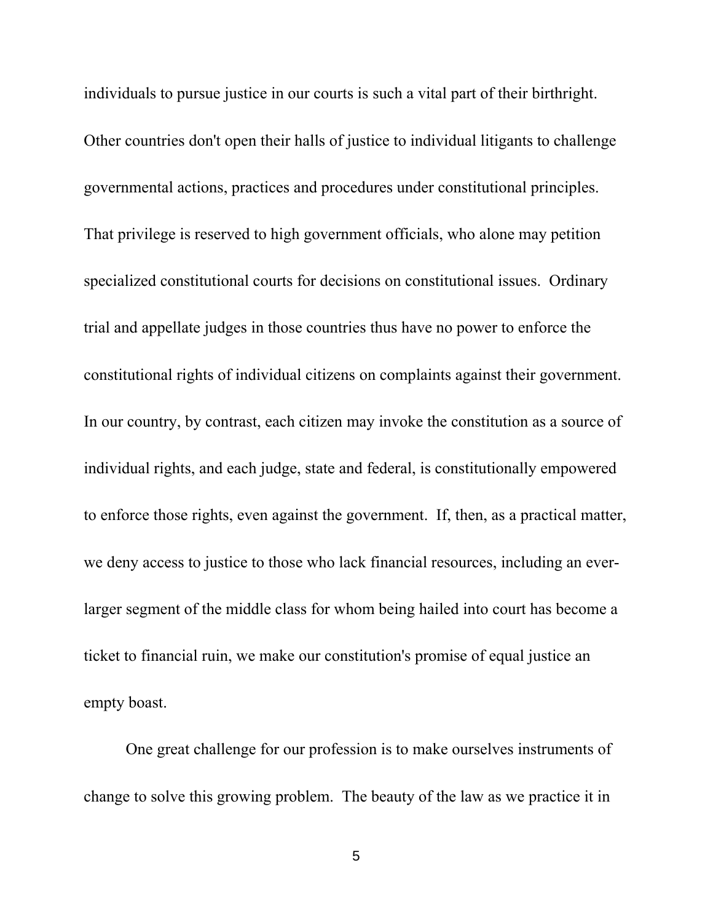individuals to pursue justice in our courts is such a vital part of their birthright. Other countries don't open their halls of justice to individual litigants to challenge governmental actions, practices and procedures under constitutional principles. That privilege is reserved to high government officials, who alone may petition specialized constitutional courts for decisions on constitutional issues. Ordinary trial and appellate judges in those countries thus have no power to enforce the constitutional rights of individual citizens on complaints against their government. In our country, by contrast, each citizen may invoke the constitution as a source of individual rights, and each judge, state and federal, is constitutionally empowered to enforce those rights, even against the government. If, then, as a practical matter, we deny access to justice to those who lack financial resources, including an ever-larger segment of the middle class for whom being hailed into court has become a ticket to financial ruin, we make our constitution's promise of equal justice an empty boast.

One great challenge for our profession is to make ourselves instruments of change to solve this growing problem. The beauty of the law as we practice it in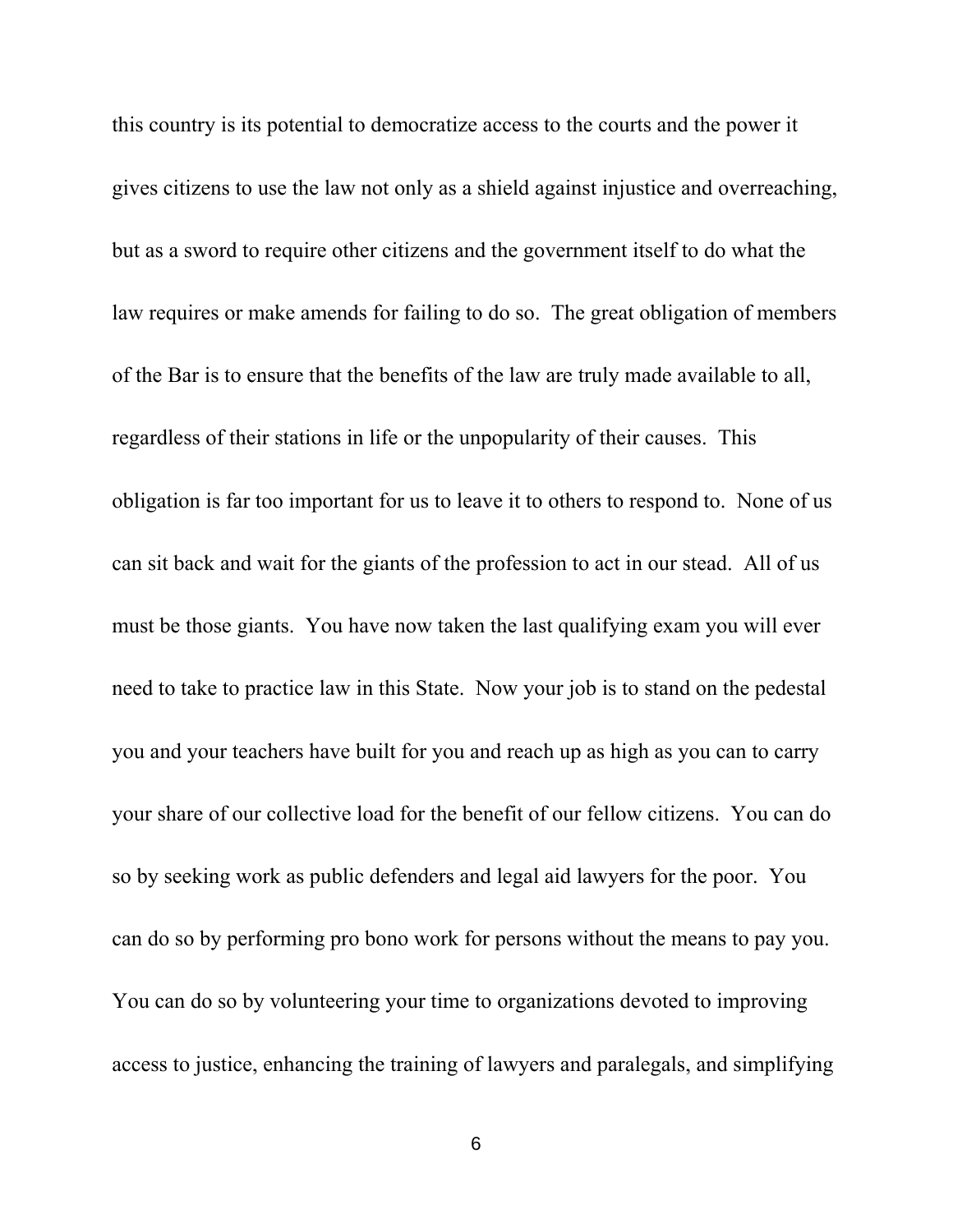this country is its potential to democratize access to the courts and the power it gives citizens to use the law not only as a shield against injustice and overreaching, but as a sword to require other citizens and the government itself to do what the law requires or make amends for failing to do so. The great obligation of members of the Bar is to ensure that the benefits of the law are truly made available to all, regardless of their stations in life or the unpopularity of their causes. This obligation is far too important for us to leave it to others to respond to. None of us can sit back and wait for the giants of the profession to act in our stead. All of us must be those giants. You have now taken the last qualifying exam you will ever need to take to practice law in this State. Now your job is to stand on the pedestal you and your teachers have built for you and reach up as high as you can to carry your share of our collective load for the benefit of our fellow citizens. You can do so by seeking work as public defenders and legal aid lawyers for the poor. You can do so by performing pro bono work for persons without the means to pay you. You can do so by volunteering your time to organizations devoted to improving access to justice, enhancing the training of lawyers and paralegals, and simplifying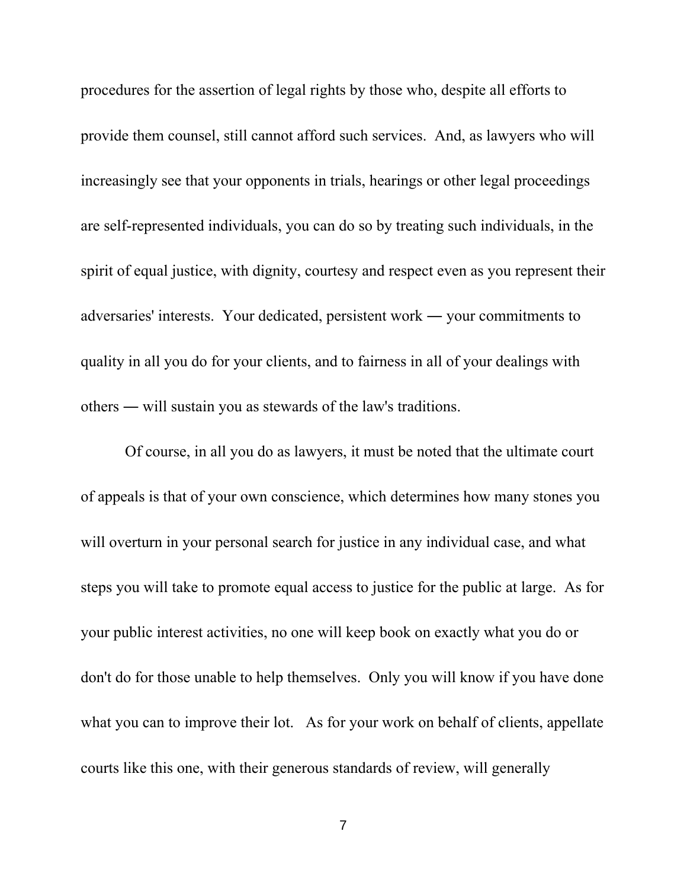procedures for the assertion of legal rights by those who, despite all efforts to provide them counsel, still cannot afford such services. And, as lawyers who will increasingly see that your opponents in trials, hearings or other legal proceedings are self-represented individuals, you can do so by treating such individuals, in the spirit of equal justice, with dignity, courtesy and respect even as you represent their adversaries' interests. Your dedicated, persistent work ― your commitments to quality in all you do for your clients, and to fairness in all of your dealings with others ― will sustain you as stewards of the law's traditions.

Of course, in all you do as lawyers, it must be noted that the ultimate court of appeals is that of your own conscience, which determines how many stones you will overturn in your personal search for justice in any individual case, and what steps you will take to promote equal access to justice for the public at large. As for your public interest activities, no one will keep book on exactly what you do or don't do for those unable to help themselves. Only you will know if you have done what you can to improve their lot. As for your work on behalf of clients, appellate courts like this one, with their generous standards of review, will generally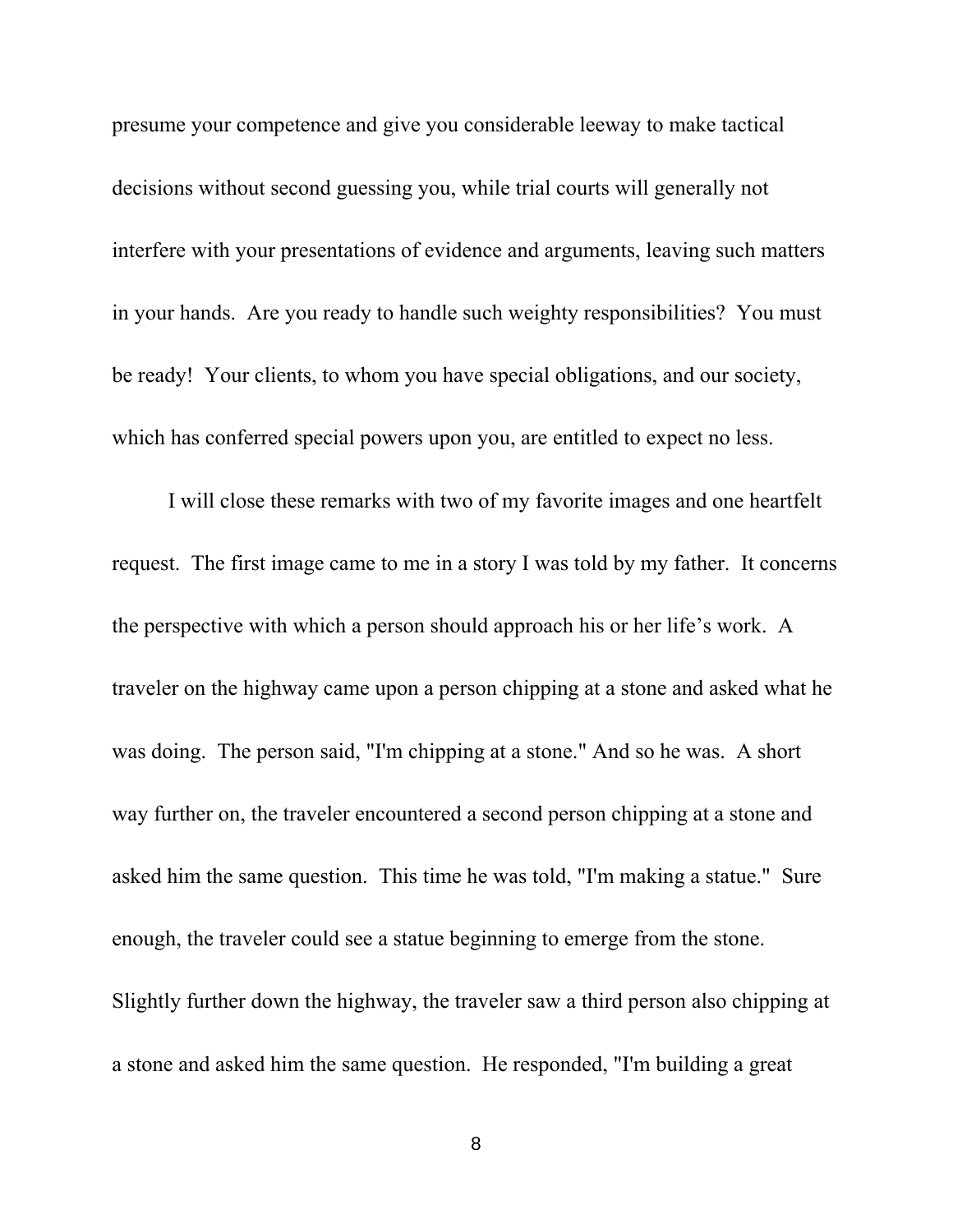presume your competence and give you considerable leeway to make tactical decisions without second guessing you, while trial courts will generally not interfere with your presentations of evidence and arguments, leaving such matters in your hands. Are you ready to handle such weighty responsibilities? You must be ready! Your clients, to whom you have special obligations, and our society, which has conferred special powers upon you, are entitled to expect no less.

I will close these remarks with two of my favorite images and one heartfelt request. The first image came to me in a story I was told by my father. It concerns the perspective with which a person should approach his or her life's work. A traveler on the highway came upon a person chipping at a stone and asked what he was doing. The person said, "I'm chipping at a stone." And so he was. A short way further on, the traveler encountered a second person chipping at a stone and asked him the same question. This time he was told, "I'm making a statue." Sure enough, the traveler could see a statue beginning to emerge from the stone. Slightly further down the highway, the traveler saw a third person also chipping at a stone and asked him the same question. He responded, "I'm building a great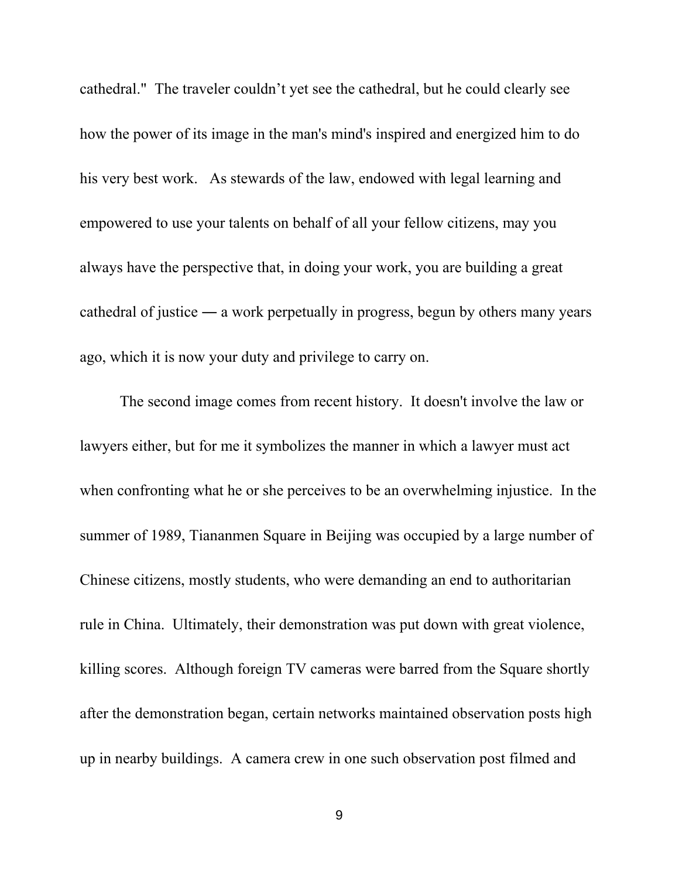cathedral." The traveler couldn't yet see the cathedral, but he could clearly see how the power of its image in the man's mind's inspired and energized him to do his very best work. As stewards of the law, endowed with legal learning and empowered to use your talents on behalf of all your fellow citizens, may you always have the perspective that, in doing your work, you are building a great cathedral of justice ― a work perpetually in progress, begun by others many years ago, which it is now your duty and privilege to carry on.

The second image comes from recent history. It doesn't involve the law or lawyers either, but for me it symbolizes the manner in which a lawyer must act when confronting what he or she perceives to be an overwhelming injustice. In the summer of 1989, Tiananmen Square in Beijing was occupied by a large number of Chinese citizens, mostly students, who were demanding an end to authoritarian rule in China. Ultimately, their demonstration was put down with great violence, killing scores. Although foreign TV cameras were barred from the Square shortly after the demonstration began, certain networks maintained observation posts high up in nearby buildings. A camera crew in one such observation post filmed and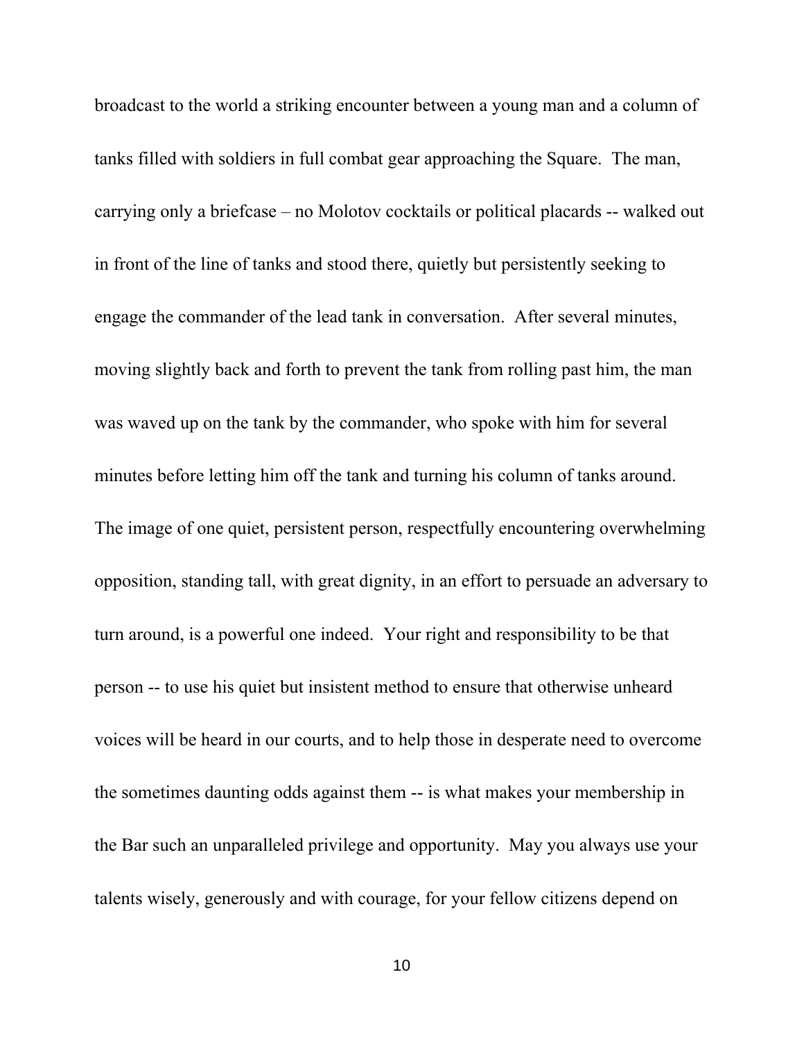broadcast to the world a striking encounter between a young man and a column of tanks filled with soldiers in full combat gear approaching the Square. The man, carrying only a briefcase – no Molotov cocktails or political placards -- walked out in front of the line of tanks and stood there, quietly but persistently seeking to engage the commander of the lead tank in conversation. After several minutes, moving slightly back and forth to prevent the tank from rolling past him, the man was waved up on the tank by the commander, who spoke with him for several minutes before letting him off the tank and turning his column of tanks around. The image of one quiet, persistent person, respectfully encountering overwhelming opposition, standing tall, with great dignity, in an effort to persuade an adversary to turn around, is a powerful one indeed. Your right and responsibility to be that person -- to use his quiet but insistent method to ensure that otherwise unheard voices will be heard in our courts, and to help those in desperate need to overcome the sometimes daunting odds against them -- is what makes your membership in the Bar such an unparalleled privilege and opportunity. May you always use your talents wisely, generously and with courage, for your fellow citizens depend on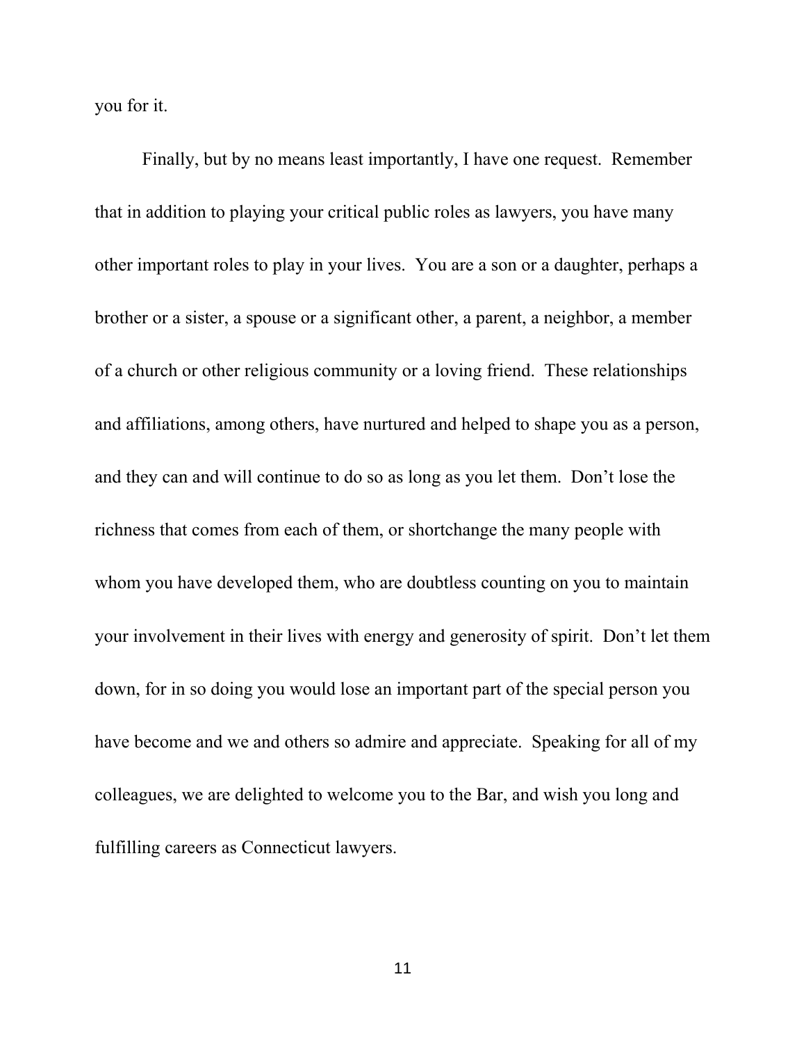you for it.

Finally, but by no means least importantly, I have one request. Remember that in addition to playing your critical public roles as lawyers, you have many other important roles to play in your lives. You are a son or a daughter, perhaps a brother or a sister, a spouse or a significant other, a parent, a neighbor, a member of a church or other religious community or a loving friend. These relationships and affiliations, among others, have nurtured and helped to shape you as a person, and they can and will continue to do so as long as you let them. Don't lose the richness that comes from each of them, or shortchange the many people with whom you have developed them, who are doubtless counting on you to maintain your involvement in their lives with energy and generosity of spirit. Don't let them down, for in so doing you would lose an important part of the special person you have become and we and others so admire and appreciate. Speaking for all of my colleagues, we are delighted to welcome you to the Bar, and wish you long and fulfilling careers as Connecticut lawyers.